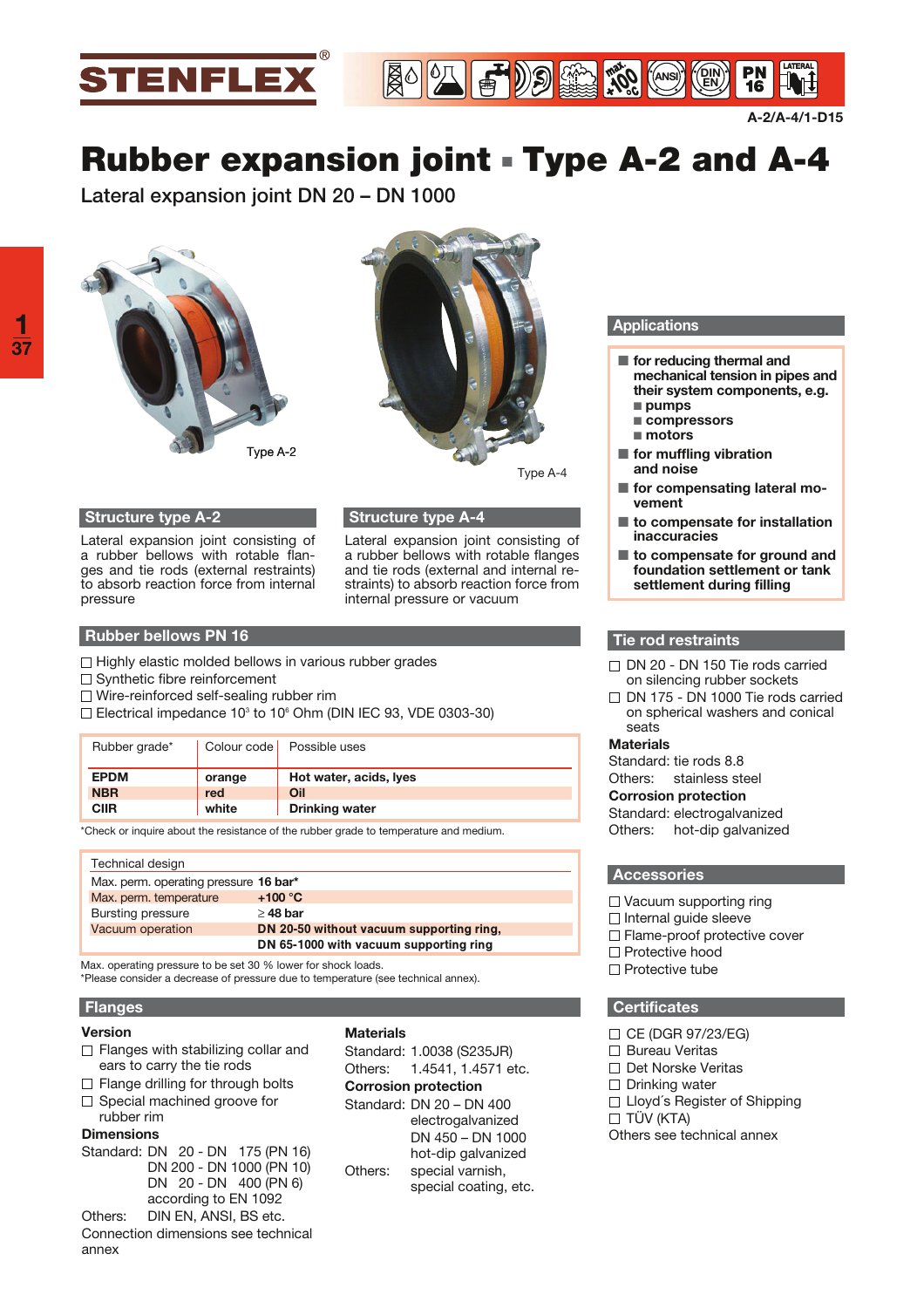A-2/A-4/1-D15

# Rubber expansion joint ▪ Type A-2 and A-4

Lateral expansion joint DN 20 – DN 1000

Type A-2

Type A-4

## Structure type A-2

Lateral expansion joint consisting of a rubber bellows with rotable flanges and tie rods (external restraints) to absorb reaction force from internal pressure

## Structure type A-4

Lateral expansion joint consisting of a rubber bellows with rotable flanges and tie rods (external and internal restraints) to absorb reaction force from internal pressure or vacuum

## Rubber bellows PN 16

- ☐ Highly elastic molded bellows in various rubber grades
- ☐ Synthetic fibre reinforcement
- ☐ Wire-reinforced self-sealing rubber rim
- ☐ Electrical impedance 10[3] to 10[6] Ohm (DIN IEC 93, VDE 0303-30)

| Rubber grade* | Colour code | Possible uses |
|---|---|---|
| **EPDM** | **orange** | **Hot water, acids, lyes** |
| **NBR** | **red** | **Oil** |
| **CIIR** | **white** | **Drinking water** |

*Check or inquire about the resistance of the rubber grade to temperature and medium.

| Technical design | |
|---|---|
| Max. perm. operating pressure | **16 bar*** |
| Max. perm. temperature | **+100 °C** |
| Bursting pressure | **≥ 48 bar** |
| Vacuum operation | **DN 20-50 without vacuum supporting ring,** |
| | **DN 65-1000 with vacuum supporting ring** |

Max. operating pressure to be set 30 % lower for shock loads.
*Please consider a decrease of pressure due to temperature (see technical annex).

## Flanges

**Version**

- ☐ Flanges with stabilizing collar and ears to carry the tie rods
- ☐ Flange drilling for through bolts
- ☐ Special machined groove for rubber rim

**Dimensions**

Standard: DN 20 - DN 175 (PN 16)
DN 200 - DN 1000 (PN 10)
DN 20 - DN 400 (PN 6)
according to EN 1092

Others: DIN EN, ANSI, BS etc.

Connection dimensions see technical annex

**Materials**

Standard: 1.0038 (S235JR)
Others: 1.4541, 1.4571 etc.

**Corrosion protection**

Standard: DN 20 – DN 400 electrogalvanized
DN 450 – DN 1000 hot-dip galvanized

Others: special varnish, special coating, etc.

## Applications

- **for reducing thermal and mechanical tension in pipes and their system components, e.g.**
  - **pumps**
  - **compressors**
  - **motors**
- **for muffling vibration and noise**
- **for compensating lateral movement**
- **to compensate for installation inaccuracies**
- **to compensate for ground and foundation settlement or tank settlement during filling**

## Tie rod restraints

- ☐ DN 20 - DN 150 Tie rods carried on silencing rubber sockets
- ☐ DN 175 - DN 1000 Tie rods carried on spherical washers and conical seats

**Materials**

Standard: tie rods 8.8
Others: stainless steel

**Corrosion protection**

Standard: electrogalvanized
Others: hot-dip galvanized

## Accessories

- ☐ Vacuum supporting ring
- ☐ Internal guide sleeve
- ☐ Flame-proof protective cover
- ☐ Protective hood
- ☐ Protective tube

## Certificates

- ☐ CE (DGR 97/23/EG)
- ☐ Bureau Veritas
- ☐ Det Norske Veritas
- ☐ Drinking water
- ☐ Lloyd´s Register of Shipping
- ☐ TÜV (KTA)

Others see technical annex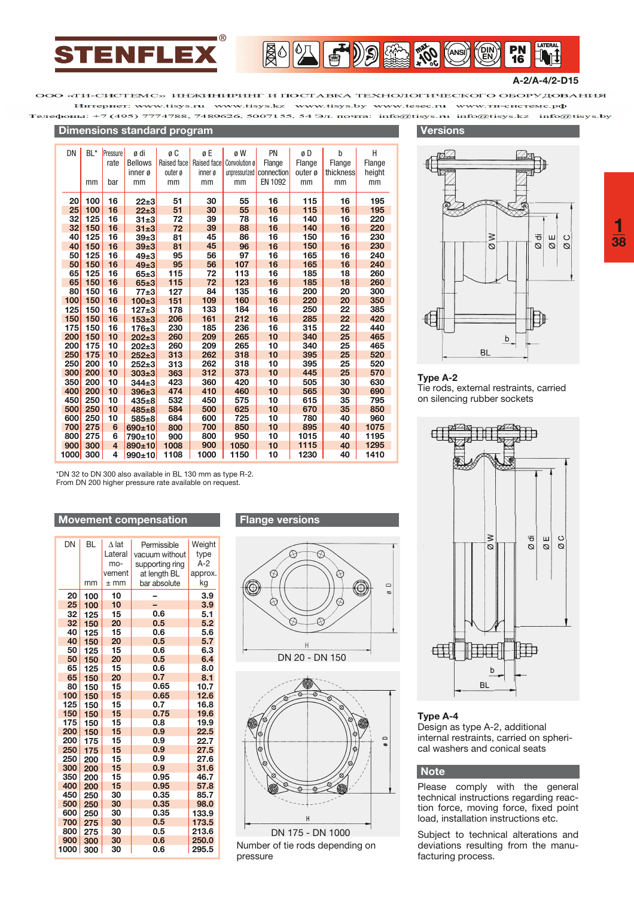# STENFLEX

A-2/A-4/2-D15

ООО «ТИ-СИСТЕМС» ИНЖИНИРИНГ И ПОСТАВКА ТЕХНОЛОГИЧЕСКОГО ОБОРУДОВАНИЯ
Интернет: www.tisys.ru www.tisys.kz www.tisys.by www.tesec.ru www.ти-системс.рф
Телефоны: +7 (495) 7774788, 7489626, 5007155, 54 Эл. почта: info@tisys.ru info@tisys.kz info@tisys.by

## Dimensions standard program

| DN | BL* mm | Pressure rate bar | ø di Bellows inner ø mm | ø C Raised face outer ø mm | ø E Raised face inner ø mm | ø W Convolution ø unpressurized mm | PN Flange connection EN 1092 | ø D Flange outer ø mm | b Flange thickness mm | H Flange height mm |
|---|---|---|---|---|---|---|---|---|---|---|
| 20 | 100 | 16 | 22±3 | 51 | 30 | 55 | 16 | 115 | 16 | 195 |
| 25 | 100 | 16 | 22±3 | 51 | 30 | 55 | 16 | 115 | 16 | 195 |
| 32 | 125 | 16 | 31±3 | 72 | 39 | 78 | 16 | 140 | 16 | 220 |
| 32 | 150 | 16 | 31±3 | 72 | 39 | 88 | 16 | 140 | 16 | 220 |
| 40 | 125 | 16 | 39±3 | 81 | 45 | 86 | 16 | 150 | 16 | 230 |
| 40 | 150 | 16 | 39±3 | 81 | 45 | 96 | 16 | 150 | 16 | 230 |
| 50 | 125 | 16 | 49±3 | 95 | 56 | 97 | 16 | 165 | 16 | 240 |
| 50 | 150 | 16 | 49±3 | 95 | 56 | 107 | 16 | 165 | 16 | 240 |
| 65 | 125 | 16 | 65±3 | 115 | 72 | 113 | 16 | 185 | 18 | 260 |
| 65 | 150 | 16 | 65±3 | 115 | 72 | 123 | 16 | 185 | 18 | 260 |
| 80 | 150 | 16 | 77±3 | 127 | 84 | 135 | 16 | 200 | 20 | 300 |
| 100 | 150 | 16 | 100±3 | 151 | 109 | 160 | 16 | 220 | 20 | 350 |
| 125 | 150 | 16 | 127±3 | 178 | 133 | 184 | 16 | 250 | 22 | 385 |
| 150 | 150 | 16 | 153±3 | 206 | 161 | 212 | 16 | 285 | 22 | 420 |
| 175 | 150 | 16 | 176±3 | 230 | 185 | 236 | 16 | 315 | 22 | 440 |
| 200 | 150 | 10 | 202±3 | 260 | 209 | 265 | 10 | 340 | 25 | 465 |
| 200 | 175 | 10 | 202±3 | 260 | 209 | 265 | 10 | 340 | 25 | 465 |
| 250 | 175 | 10 | 252±3 | 313 | 262 | 318 | 10 | 395 | 25 | 520 |
| 250 | 200 | 10 | 252±3 | 313 | 262 | 318 | 10 | 395 | 25 | 520 |
| 300 | 200 | 10 | 303±3 | 363 | 312 | 373 | 10 | 445 | 25 | 570 |
| 350 | 200 | 10 | 344±3 | 423 | 360 | 420 | 10 | 505 | 30 | 630 |
| 400 | 200 | 10 | 396±3 | 474 | 410 | 460 | 10 | 565 | 30 | 690 |
| 450 | 250 | 10 | 435±8 | 532 | 450 | 575 | 10 | 615 | 35 | 795 |
| 500 | 250 | 10 | 485±8 | 584 | 500 | 625 | 10 | 670 | 35 | 850 |
| 600 | 250 | 10 | 585±8 | 684 | 600 | 725 | 10 | 780 | 40 | 960 |
| 700 | 275 | 6 | 690±10 | 800 | 700 | 850 | 10 | 895 | 40 | 1075 |
| 800 | 275 | 6 | 790±10 | 900 | 800 | 950 | 10 | 1015 | 40 | 1195 |
| 900 | 300 | 4 | 890±10 | 1008 | 900 | 1050 | 10 | 1115 | 40 | 1295 |
| 1000 | 300 | 4 | 990±10 | 1108 | 1000 | 1150 | 10 | 1230 | 40 | 1410 |

*DN 32 to DN 300 also available in BL 130 mm as type R-2.
From DN 200 higher pressure rate available on request.

## Versions

Type A-2
Tie rods, external restraints, carried on silencing rubber sockets

Type A-4
Design as type A-2, additional internal restraints, carried on spherical washers and conical seats

## Movement compensation

| DN | BL mm | Δ lat Lateral movement ± mm | Permissible vacuum without supporting ring at length BL bar absolute | Weight type A-2 approx. kg |
|---|---|---|---|---|
| 20 | 100 | 10 | – | 3.9 |
| 25 | 100 | 10 | – | 3.9 |
| 32 | 125 | 15 | 0.6 | 5.1 |
| 32 | 150 | 20 | 0.5 | 5.2 |
| 40 | 125 | 15 | 0.6 | 5.6 |
| 40 | 150 | 20 | 0.5 | 5.7 |
| 50 | 125 | 15 | 0.6 | 6.3 |
| 50 | 150 | 20 | 0.5 | 6.4 |
| 65 | 125 | 15 | 0.6 | 8.0 |
| 65 | 150 | 20 | 0.7 | 8.1 |
| 80 | 150 | 15 | 0.65 | 10.7 |
| 100 | 150 | 15 | 0.65 | 12.6 |
| 125 | 150 | 15 | 0.7 | 16.8 |
| 150 | 150 | 15 | 0.75 | 19.6 |
| 175 | 150 | 15 | 0.8 | 19.9 |
| 200 | 150 | 15 | 0.9 | 22.5 |
| 200 | 175 | 15 | 0.9 | 22.7 |
| 250 | 175 | 15 | 0.9 | 27.5 |
| 250 | 200 | 15 | 0.9 | 27.6 |
| 300 | 200 | 15 | 0.9 | 31.6 |
| 350 | 200 | 15 | 0.95 | 46.7 |
| 400 | 200 | 15 | 0.95 | 57.8 |
| 450 | 250 | 30 | 0.35 | 85.7 |
| 500 | 250 | 30 | 0.35 | 98.0 |
| 600 | 250 | 30 | 0.35 | 133.9 |
| 700 | 275 | 30 | 0.5 | 173.5 |
| 800 | 275 | 30 | 0.5 | 213.6 |
| 900 | 300 | 30 | 0.6 | 250.0 |
| 1000 | 300 | 30 | 0.6 | 295.5 |

## Flange versions

DN 20 - DN 150

DN 175 - DN 1000

Number of tie rods depending on pressure

## Note

Please comply with the general technical instructions regarding reaction force, moving force, fixed point load, installation instructions etc.

Subject to technical alterations and deviations resulting from the manufacturing process.